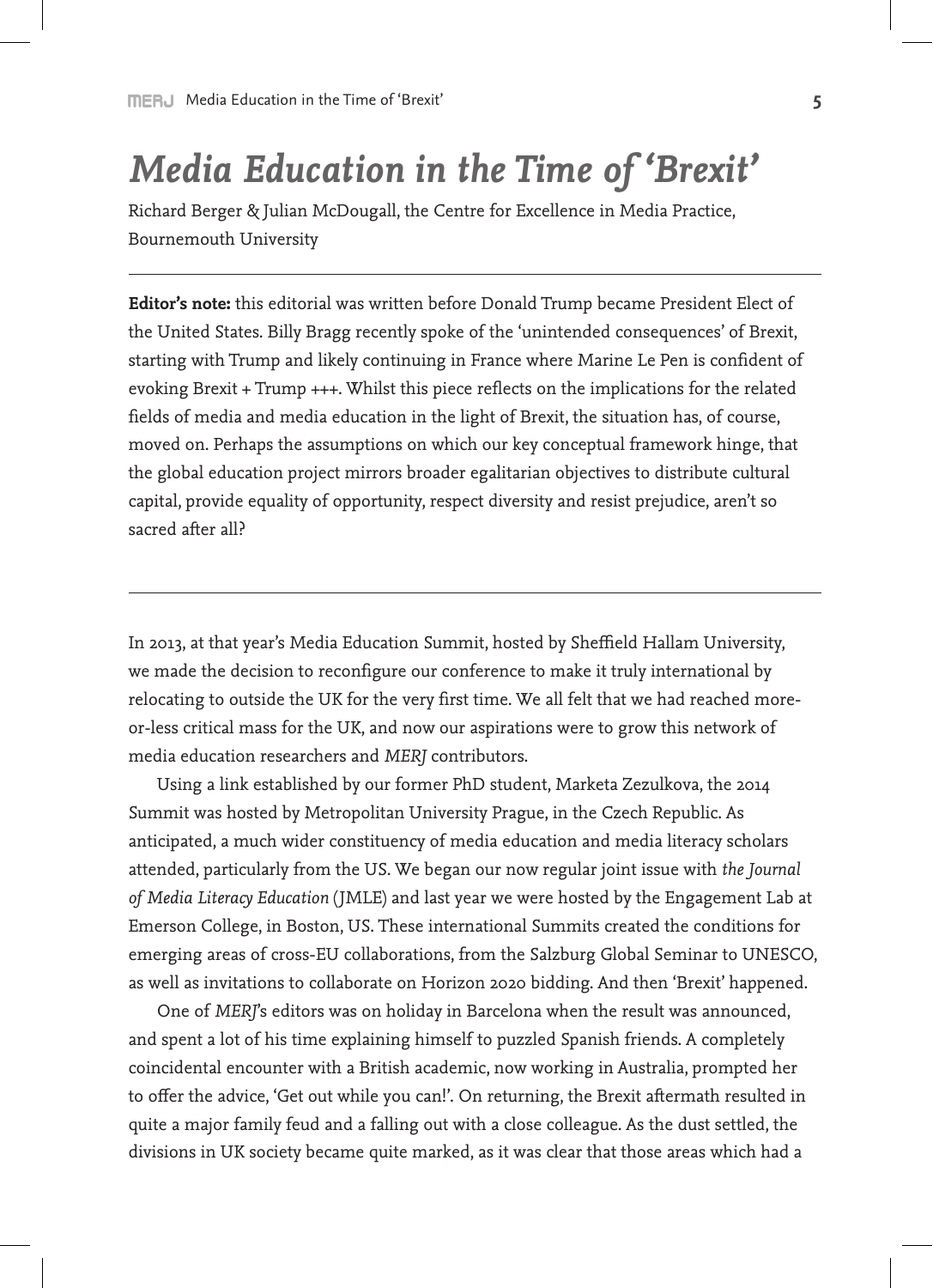# *Media Education in the Time of 'Brexit'*

Richard Berger & Julian McDougall, the Centre for Excellence in Media Practice, Bournemouth University

---

**Editor's note:** this editorial was written before Donald Trump became President Elect of the United States. Billy Bragg recently spoke of the 'unintended consequences' of Brexit, starting with Trump and likely continuing in France where Marine Le Pen is confident of evoking Brexit + Trump +++. Whilst this piece reflects on the implications for the related fields of media and media education in the light of Brexit, the situation has, of course, moved on. Perhaps the assumptions on which our key conceptual framework hinge, that the global education project mirrors broader egalitarian objectives to distribute cultural capital, provide equality of opportunity, respect diversity and resist prejudice, aren't so sacred after all?

---

In 2013, at that year's Media Education Summit, hosted by Sheffield Hallam University, we made the decision to reconfigure our conference to make it truly international by relocating to outside the UK for the very first time. We all felt that we had reached more-or-less critical mass for the UK, and now our aspirations were to grow this network of media education researchers and *MERJ* contributors.

Using a link established by our former PhD student, Marketa Zezulkova, the 2014 Summit was hosted by Metropolitan University Prague, in the Czech Republic. As anticipated, a much wider constituency of media education and media literacy scholars attended, particularly from the US. We began our now regular joint issue with *the Journal of Media Literacy Education* (JMLE) and last year we were hosted by the Engagement Lab at Emerson College, in Boston, US. These international Summits created the conditions for emerging areas of cross-EU collaborations, from the Salzburg Global Seminar to UNESCO, as well as invitations to collaborate on Horizon 2020 bidding. And then 'Brexit' happened.

One of *MERJ*'s editors was on holiday in Barcelona when the result was announced, and spent a lot of his time explaining himself to puzzled Spanish friends. A completely coincidental encounter with a British academic, now working in Australia, prompted her to offer the advice, 'Get out while you can!'. On returning, the Brexit aftermath resulted in quite a major family feud and a falling out with a close colleague. As the dust settled, the divisions in UK society became quite marked, as it was clear that those areas which had a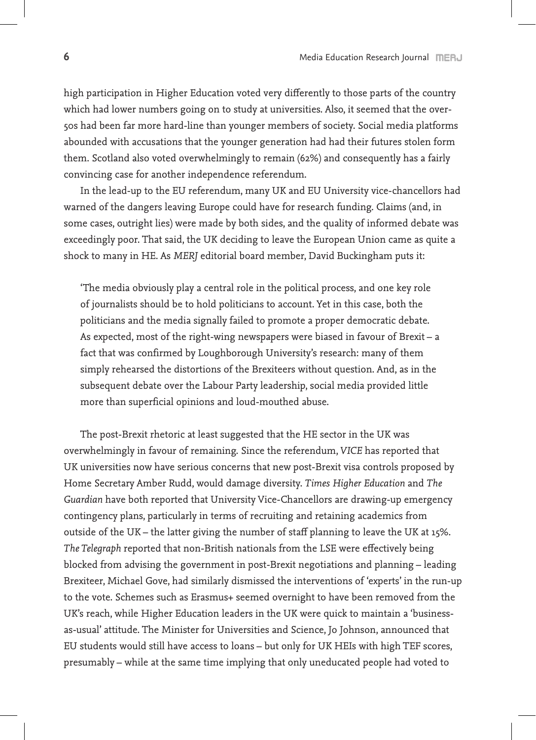high participation in Higher Education voted very differently to those parts of the country which had lower numbers going on to study at universities. Also, it seemed that the over-50s had been far more hard-line than younger members of society. Social media platforms abounded with accusations that the younger generation had had their futures stolen form them. Scotland also voted overwhelmingly to remain (62%) and consequently has a fairly convincing case for another independence referendum.

In the lead-up to the EU referendum, many UK and EU University vice-chancellors had warned of the dangers leaving Europe could have for research funding. Claims (and, in some cases, outright lies) were made by both sides, and the quality of informed debate was exceedingly poor. That said, the UK deciding to leave the European Union came as quite a shock to many in HE. As *MERJ* editorial board member, David Buckingham puts it:

> 'The media obviously play a central role in the political process, and one key role of journalists should be to hold politicians to account. Yet in this case, both the politicians and the media signally failed to promote a proper democratic debate. As expected, most of the right-wing newspapers were biased in favour of Brexit – a fact that was confirmed by Loughborough University's research: many of them simply rehearsed the distortions of the Brexiteers without question. And, as in the subsequent debate over the Labour Party leadership, social media provided little more than superficial opinions and loud-mouthed abuse.

The post-Brexit rhetoric at least suggested that the HE sector in the UK was overwhelmingly in favour of remaining. Since the referendum, *VICE* has reported that UK universities now have serious concerns that new post-Brexit visa controls proposed by Home Secretary Amber Rudd, would damage diversity. *Times Higher Education* and *The Guardian* have both reported that University Vice-Chancellors are drawing-up emergency contingency plans, particularly in terms of recruiting and retaining academics from outside of the UK – the latter giving the number of staff planning to leave the UK at 15%. *The Telegraph* reported that non-British nationals from the LSE were effectively being blocked from advising the government in post-Brexit negotiations and planning – leading Brexiteer, Michael Gove, had similarly dismissed the interventions of 'experts' in the run-up to the vote. Schemes such as Erasmus+ seemed overnight to have been removed from the UK's reach, while Higher Education leaders in the UK were quick to maintain a 'business-as-usual' attitude. The Minister for Universities and Science, Jo Johnson, announced that EU students would still have access to loans – but only for UK HEIs with high TEF scores, presumably – while at the same time implying that only uneducated people had voted to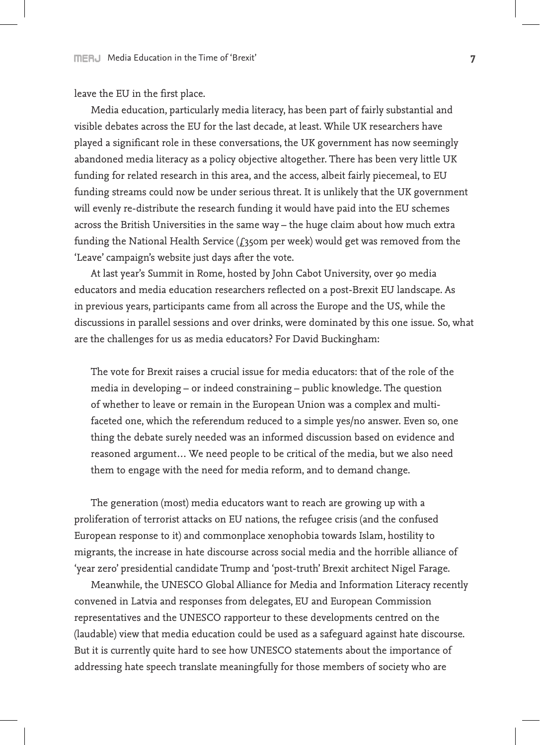leave the EU in the first place.

Media education, particularly media literacy, has been part of fairly substantial and visible debates across the EU for the last decade, at least. While UK researchers have played a significant role in these conversations, the UK government has now seemingly abandoned media literacy as a policy objective altogether. There has been very little UK funding for related research in this area, and the access, albeit fairly piecemeal, to EU funding streams could now be under serious threat. It is unlikely that the UK government will evenly re-distribute the research funding it would have paid into the EU schemes across the British Universities in the same way – the huge claim about how much extra funding the National Health Service (£350m per week) would get was removed from the 'Leave' campaign's website just days after the vote.

At last year's Summit in Rome, hosted by John Cabot University, over 90 media educators and media education researchers reflected on a post-Brexit EU landscape. As in previous years, participants came from all across the Europe and the US, while the discussions in parallel sessions and over drinks, were dominated by this one issue. So, what are the challenges for us as media educators? For David Buckingham:

> The vote for Brexit raises a crucial issue for media educators: that of the role of the media in developing – or indeed constraining – public knowledge. The question of whether to leave or remain in the European Union was a complex and multi-faceted one, which the referendum reduced to a simple yes/no answer. Even so, one thing the debate surely needed was an informed discussion based on evidence and reasoned argument… We need people to be critical of the media, but we also need them to engage with the need for media reform, and to demand change.

The generation (most) media educators want to reach are growing up with a proliferation of terrorist attacks on EU nations, the refugee crisis (and the confused European response to it) and commonplace xenophobia towards Islam, hostility to migrants, the increase in hate discourse across social media and the horrible alliance of 'year zero' presidential candidate Trump and 'post-truth' Brexit architect Nigel Farage.

Meanwhile, the UNESCO Global Alliance for Media and Information Literacy recently convened in Latvia and responses from delegates, EU and European Commission representatives and the UNESCO rapporteur to these developments centred on the (laudable) view that media education could be used as a safeguard against hate discourse. But it is currently quite hard to see how UNESCO statements about the importance of addressing hate speech translate meaningfully for those members of society who are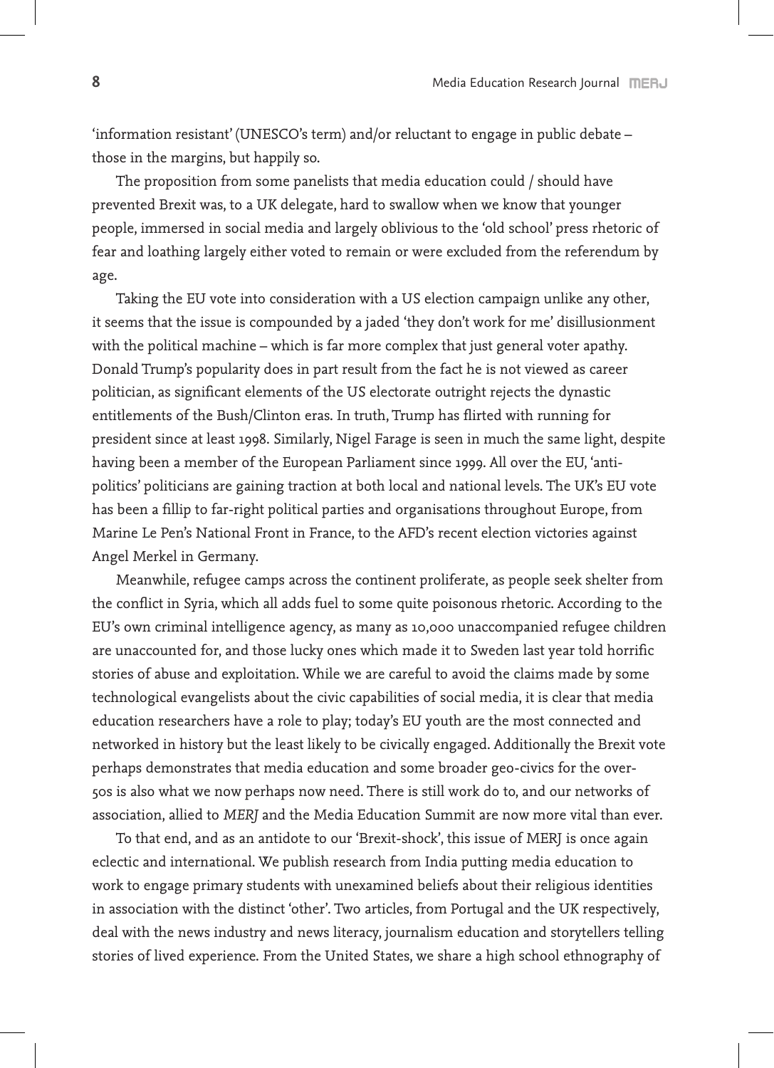'information resistant' (UNESCO's term) and/or reluctant to engage in public debate – those in the margins, but happily so.

The proposition from some panelists that media education could / should have prevented Brexit was, to a UK delegate, hard to swallow when we know that younger people, immersed in social media and largely oblivious to the 'old school' press rhetoric of fear and loathing largely either voted to remain or were excluded from the referendum by age.

Taking the EU vote into consideration with a US election campaign unlike any other, it seems that the issue is compounded by a jaded 'they don't work for me' disillusionment with the political machine – which is far more complex that just general voter apathy. Donald Trump's popularity does in part result from the fact he is not viewed as career politician, as significant elements of the US electorate outright rejects the dynastic entitlements of the Bush/Clinton eras. In truth, Trump has flirted with running for president since at least 1998. Similarly, Nigel Farage is seen in much the same light, despite having been a member of the European Parliament since 1999. All over the EU, 'anti-politics' politicians are gaining traction at both local and national levels. The UK's EU vote has been a fillip to far-right political parties and organisations throughout Europe, from Marine Le Pen's National Front in France, to the AFD's recent election victories against Angel Merkel in Germany.

Meanwhile, refugee camps across the continent proliferate, as people seek shelter from the conflict in Syria, which all adds fuel to some quite poisonous rhetoric. According to the EU's own criminal intelligence agency, as many as 10,000 unaccompanied refugee children are unaccounted for, and those lucky ones which made it to Sweden last year told horrific stories of abuse and exploitation. While we are careful to avoid the claims made by some technological evangelists about the civic capabilities of social media, it is clear that media education researchers have a role to play; today's EU youth are the most connected and networked in history but the least likely to be civically engaged. Additionally the Brexit vote perhaps demonstrates that media education and some broader geo-civics for the over-50s is also what we now perhaps now need. There is still work do to, and our networks of association, allied to *MERJ* and the Media Education Summit are now more vital than ever.

To that end, and as an antidote to our 'Brexit-shock', this issue of MERJ is once again eclectic and international. We publish research from India putting media education to work to engage primary students with unexamined beliefs about their religious identities in association with the distinct 'other'. Two articles, from Portugal and the UK respectively, deal with the news industry and news literacy, journalism education and storytellers telling stories of lived experience. From the United States, we share a high school ethnography of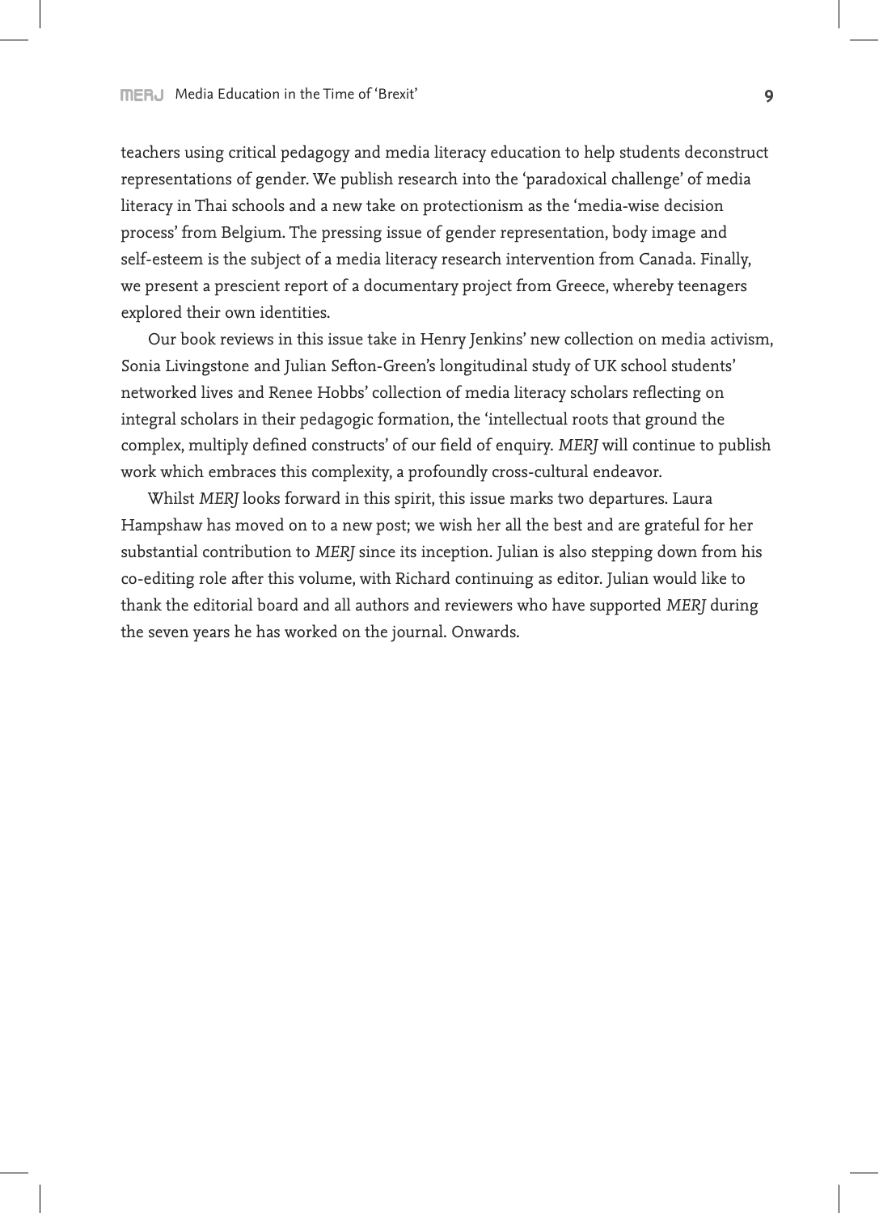teachers using critical pedagogy and media literacy education to help students deconstruct representations of gender. We publish research into the 'paradoxical challenge' of media literacy in Thai schools and a new take on protectionism as the 'media-wise decision process' from Belgium. The pressing issue of gender representation, body image and self-esteem is the subject of a media literacy research intervention from Canada. Finally, we present a prescient report of a documentary project from Greece, whereby teenagers explored their own identities.

Our book reviews in this issue take in Henry Jenkins' new collection on media activism, Sonia Livingstone and Julian Sefton-Green's longitudinal study of UK school students' networked lives and Renee Hobbs' collection of media literacy scholars reflecting on integral scholars in their pedagogic formation, the 'intellectual roots that ground the complex, multiply defined constructs' of our field of enquiry. *MERJ* will continue to publish work which embraces this complexity, a profoundly cross-cultural endeavor.

Whilst *MERJ* looks forward in this spirit, this issue marks two departures. Laura Hampshaw has moved on to a new post; we wish her all the best and are grateful for her substantial contribution to *MERJ* since its inception. Julian is also stepping down from his co-editing role after this volume, with Richard continuing as editor. Julian would like to thank the editorial board and all authors and reviewers who have supported *MERJ* during the seven years he has worked on the journal. Onwards.